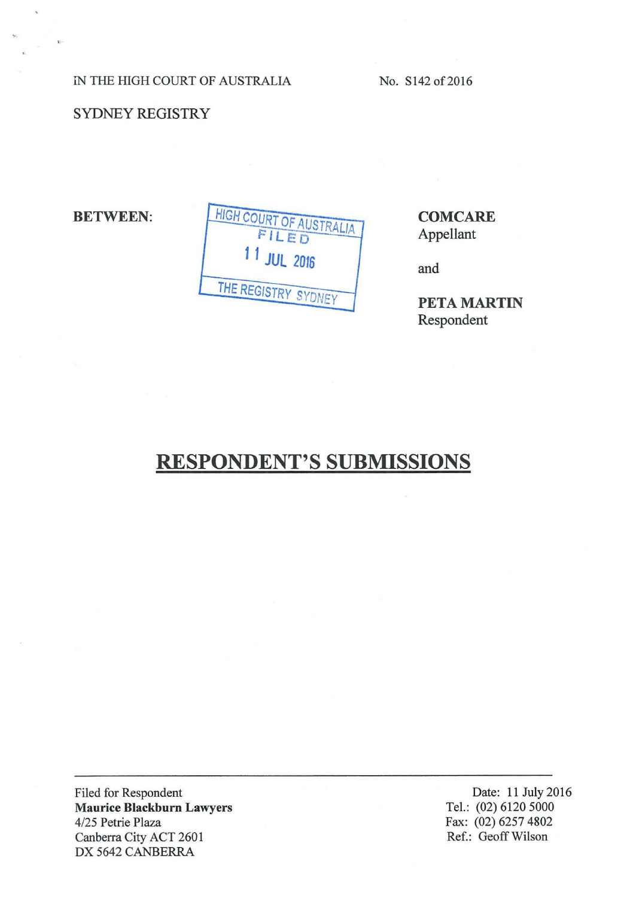IN THE HIGH COURT OF AUSTRALIA

No. S142 of 2016

SYDNEY REGISTRY

**BETWEEN:**

HIGH COURT OF AUSTRALIA
FILED
11 JUL 2016
THE REGISTRY SYDNEY

**COMCARE**
Appellant

and

**PETA MARTIN**
Respondent

# RESPONDENT'S SUBMISSIONS

Filed for Respondent
**Maurice Blackburn Lawyers**
4/25 Petrie Plaza
Canberra City ACT 2601
DX 5642 CANBERRA

Date: 11 July 2016
Tel.: (02) 6120 5000
Fax: (02) 6257 4802
Ref.: Geoff Wilson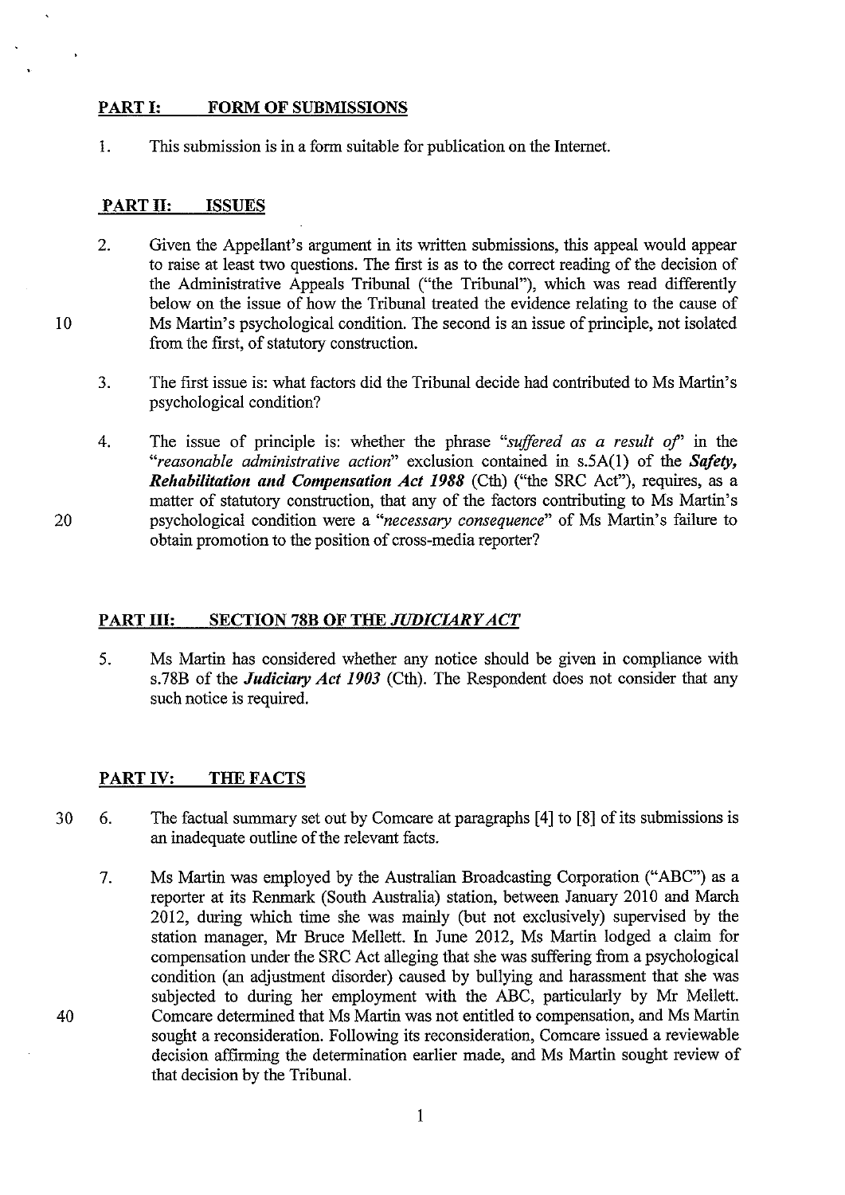## PART I: FORM OF SUBMISSIONS

1. This submission is in a form suitable for publication on the Internet.

## PART II: ISSUES

2. Given the Appellant's argument in its written submissions, this appeal would appear to raise at least two questions. The first is as to the correct reading of the decision of the Administrative Appeals Tribunal ("the Tribunal"), which was read differently below on the issue of how the Tribunal treated the evidence relating to the cause of Ms Martin's psychological condition. The second is an issue of principle, not isolated from the first, of statutory construction.

3. The first issue is: what factors did the Tribunal decide had contributed to Ms Martin's psychological condition?

4. The issue of principle is: whether the phrase *"suffered as a result of"* in the *"reasonable administrative action"* exclusion contained in s.5A(1) of the ***Safety, Rehabilitation and Compensation Act 1988*** (Cth) ("the SRC Act"), requires, as a matter of statutory construction, that any of the factors contributing to Ms Martin's psychological condition were a *"necessary consequence"* of Ms Martin's failure to obtain promotion to the position of cross-media reporter?

## PART III: SECTION 78B OF THE *JUDICIARY ACT*

5. Ms Martin has considered whether any notice should be given in compliance with s.78B of the ***Judiciary Act 1903*** (Cth). The Respondent does not consider that any such notice is required.

## PART IV: THE FACTS

6. The factual summary set out by Comcare at paragraphs [4] to [8] of its submissions is an inadequate outline of the relevant facts.

7. Ms Martin was employed by the Australian Broadcasting Corporation ("ABC") as a reporter at its Renmark (South Australia) station, between January 2010 and March 2012, during which time she was mainly (but not exclusively) supervised by the station manager, Mr Bruce Mellett. In June 2012, Ms Martin lodged a claim for compensation under the SRC Act alleging that she was suffering from a psychological condition (an adjustment disorder) caused by bullying and harassment that she was subjected to during her employment with the ABC, particularly by Mr Mellett. Comcare determined that Ms Martin was not entitled to compensation, and Ms Martin sought a reconsideration. Following its reconsideration, Comcare issued a reviewable decision affirming the determination earlier made, and Ms Martin sought review of that decision by the Tribunal.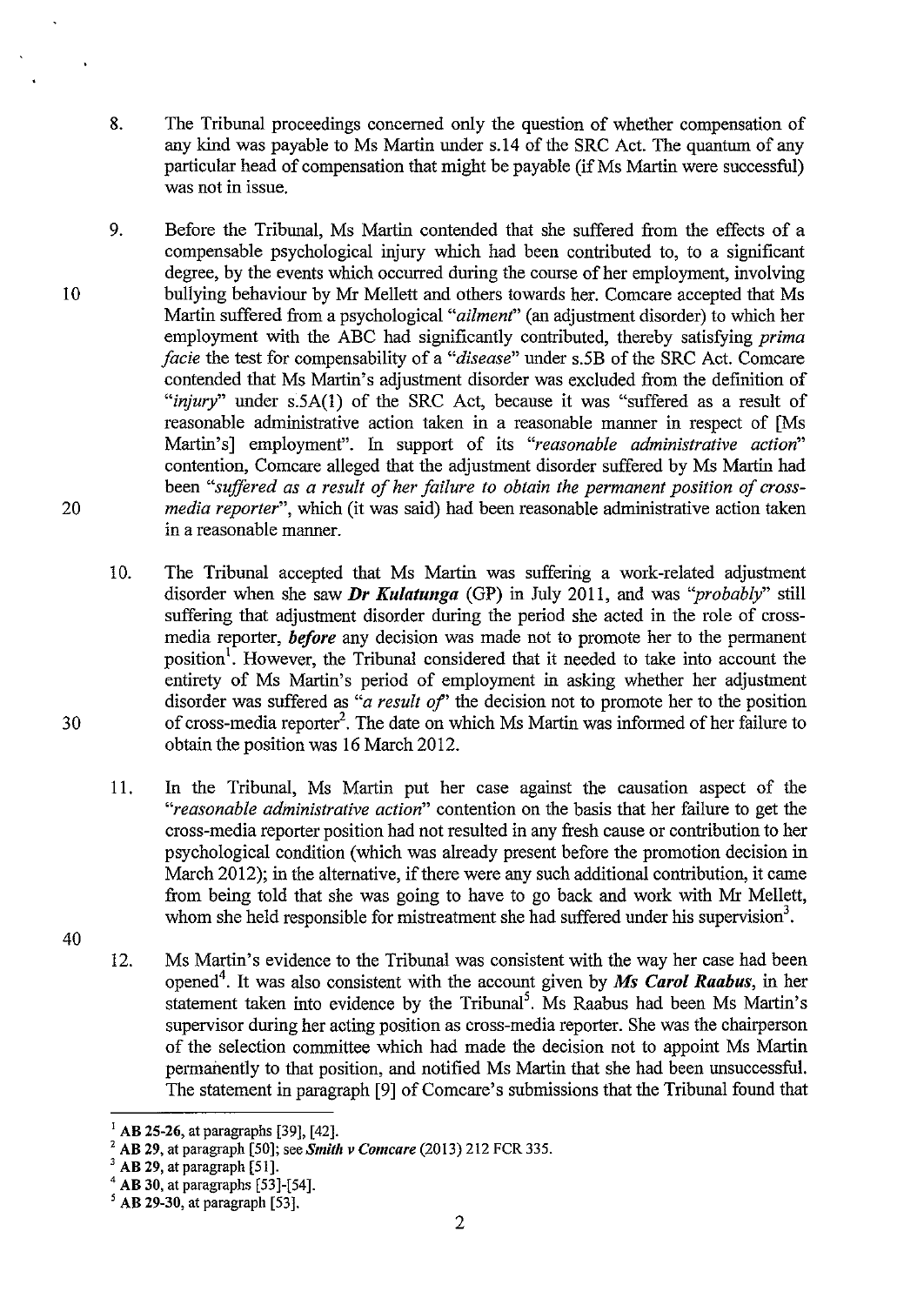8. The Tribunal proceedings concerned only the question of whether compensation of any kind was payable to Ms Martin under s.14 of the SRC Act. The quantum of any particular head of compensation that might be payable (if Ms Martin were successful) was not in issue.

9. Before the Tribunal, Ms Martin contended that she suffered from the effects of a compensable psychological injury which had been contributed to, to a significant degree, by the events which occurred during the course of her employment, involving bullying behaviour by Mr Mellett and others towards her. Comcare accepted that Ms Martin suffered from a psychological *"ailment"* (an adjustment disorder) to which her employment with the ABC had significantly contributed, thereby satisfying *prima facie* the test for compensability of a *"disease"* under s.5B of the SRC Act. Comcare contended that Ms Martin's adjustment disorder was excluded from the definition of *"injury"* under s.5A(1) of the SRC Act, because it was "suffered as a result of reasonable administrative action taken in a reasonable manner in respect of [Ms Martin's] employment". In support of its *"reasonable administrative action"* contention, Comcare alleged that the adjustment disorder suffered by Ms Martin had been *"suffered as a result of her failure to obtain the permanent position of cross-media reporter"*, which (it was said) had been reasonable administrative action taken in a reasonable manner.

10. The Tribunal accepted that Ms Martin was suffering a work-related adjustment disorder when she saw ***Dr Kulatunga*** (GP) in July 2011, and was *"probably"* still suffering that adjustment disorder during the period she acted in the role of cross-media reporter, ***before*** any decision was made not to promote her to the permanent position[1]. However, the Tribunal considered that it needed to take into account the entirety of Ms Martin's period of employment in asking whether her adjustment disorder was suffered as *"a result of"* the decision not to promote her to the position of cross-media reporter[2]. The date on which Ms Martin was informed of her failure to obtain the position was 16 March 2012.

11. In the Tribunal, Ms Martin put her case against the causation aspect of the *"reasonable administrative action"* contention on the basis that her failure to get the cross-media reporter position had not resulted in any fresh cause or contribution to her psychological condition (which was already present before the promotion decision in March 2012); in the alternative, if there were any such additional contribution, it came from being told that she was going to have to go back and work with Mr Mellett, whom she held responsible for mistreatment she had suffered under his supervision[3].

12. Ms Martin's evidence to the Tribunal was consistent with the way her case had been opened[4]. It was also consistent with the account given by ***Ms Carol Raabus***, in her statement taken into evidence by the Tribunal[5]. Ms Raabus had been Ms Martin's supervisor during her acting position as cross-media reporter. She was the chairperson of the selection committee which had made the decision not to appoint Ms Martin permanently to that position, and notified Ms Martin that she had been unsuccessful. The statement in paragraph [9] of Comcare's submissions that the Tribunal found that

---

[1] **AB 25-26**, at paragraphs [39], [42].

[2] **AB 29**, at paragraph [50]; see ***Smith v Comcare*** (2013) 212 FCR 335.

[3] **AB 29**, at paragraph [51].

[4] **AB 30**, at paragraphs [53]-[54].

[5] **AB 29-30**, at paragraph [53].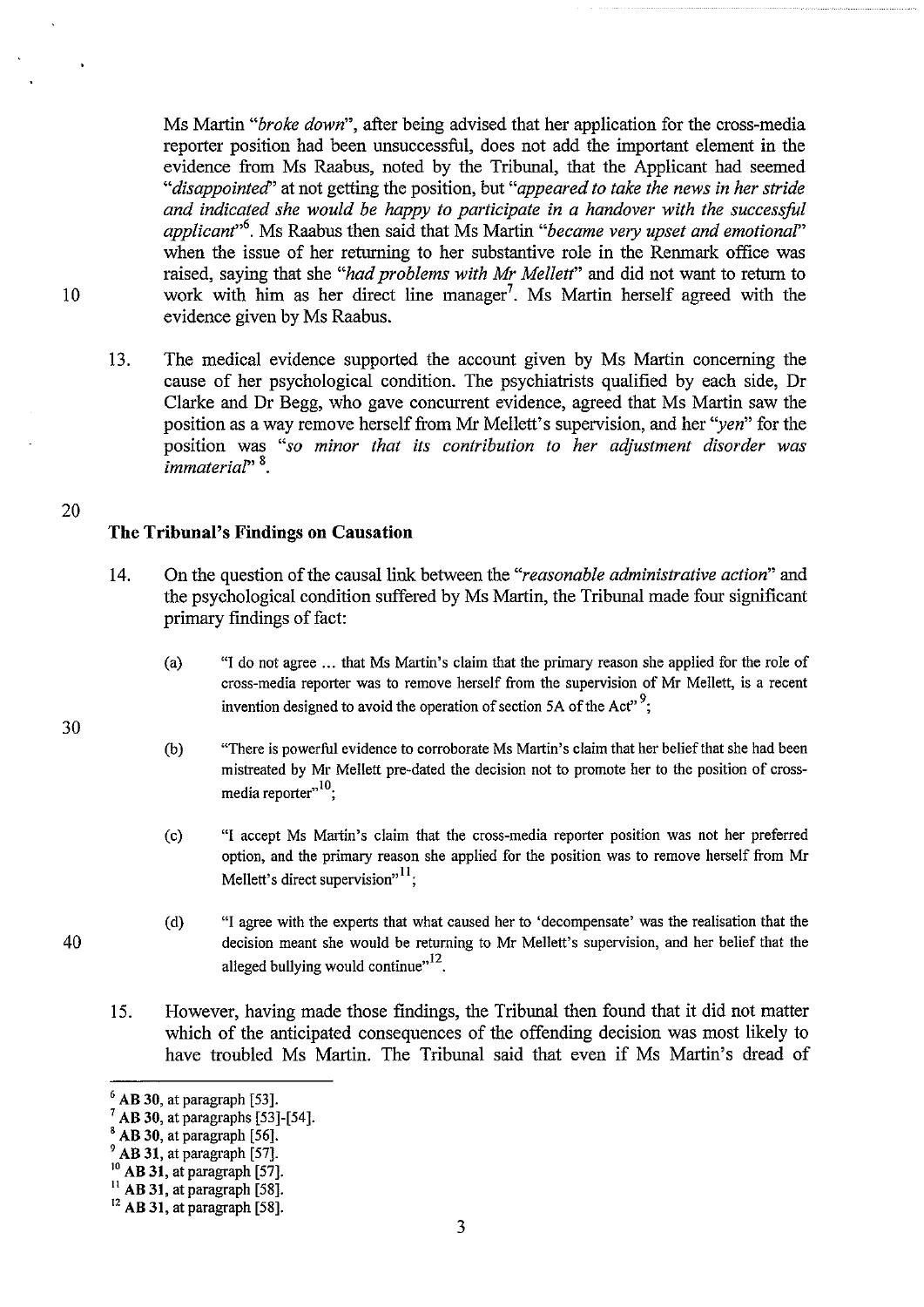Ms Martin *"broke down"*, after being advised that her application for the cross-media reporter position had been unsuccessful, does not add the important element in the evidence from Ms Raabus, noted by the Tribunal, that the Applicant had seemed *"disappointed"* at not getting the position, but *"appeared to take the news in her stride and indicated she would be happy to participate in a handover with the successful applicant"*[6]. Ms Raabus then said that Ms Martin *"became very upset and emotional"* when the issue of her returning to her substantive role in the Renmark office was raised, saying that she *"had problems with Mr Mellett"* and did not want to return to work with him as her direct line manager[7]. Ms Martin herself agreed with the evidence given by Ms Raabus.

13. The medical evidence supported the account given by Ms Martin concerning the cause of her psychological condition. The psychiatrists qualified by each side, Dr Clarke and Dr Begg, who gave concurrent evidence, agreed that Ms Martin saw the position as a way remove herself from Mr Mellett's supervision, and her *"yen"* for the position was *"so minor that its contribution to her adjustment disorder was immaterial"* [8].

## The Tribunal's Findings on Causation

14. On the question of the causal link between the *"reasonable administrative action"* and the psychological condition suffered by Ms Martin, the Tribunal made four significant primary findings of fact:

    (a) "I do not agree ... that Ms Martin's claim that the primary reason she applied for the role of cross-media reporter was to remove herself from the supervision of Mr Mellett, is a recent invention designed to avoid the operation of section 5A of the Act" [9];

    (b) "There is powerful evidence to corroborate Ms Martin's claim that her belief that she had been mistreated by Mr Mellett pre-dated the decision not to promote her to the position of cross-media reporter"[10];

    (c) "I accept Ms Martin's claim that the cross-media reporter position was not her preferred option, and the primary reason she applied for the position was to remove herself from Mr Mellett's direct supervision"[11];

    (d) "I agree with the experts that what caused her to 'decompensate' was the realisation that the decision meant she would be returning to Mr Mellett's supervision, and her belief that the alleged bullying would continue"[12].

15. However, having made those findings, the Tribunal then found that it did not matter which of the anticipated consequences of the offending decision was most likely to have troubled Ms Martin. The Tribunal said that even if Ms Martin's dread of

---

[6] **AB 30**, at paragraph [53].
[7] **AB 30**, at paragraphs [53]-[54].
[8] **AB 30**, at paragraph [56].
[9] **AB 31**, at paragraph [57].
[10] **AB 31**, at paragraph [57].
[11] **AB 31**, at paragraph [58].
[12] **AB 31**, at paragraph [58].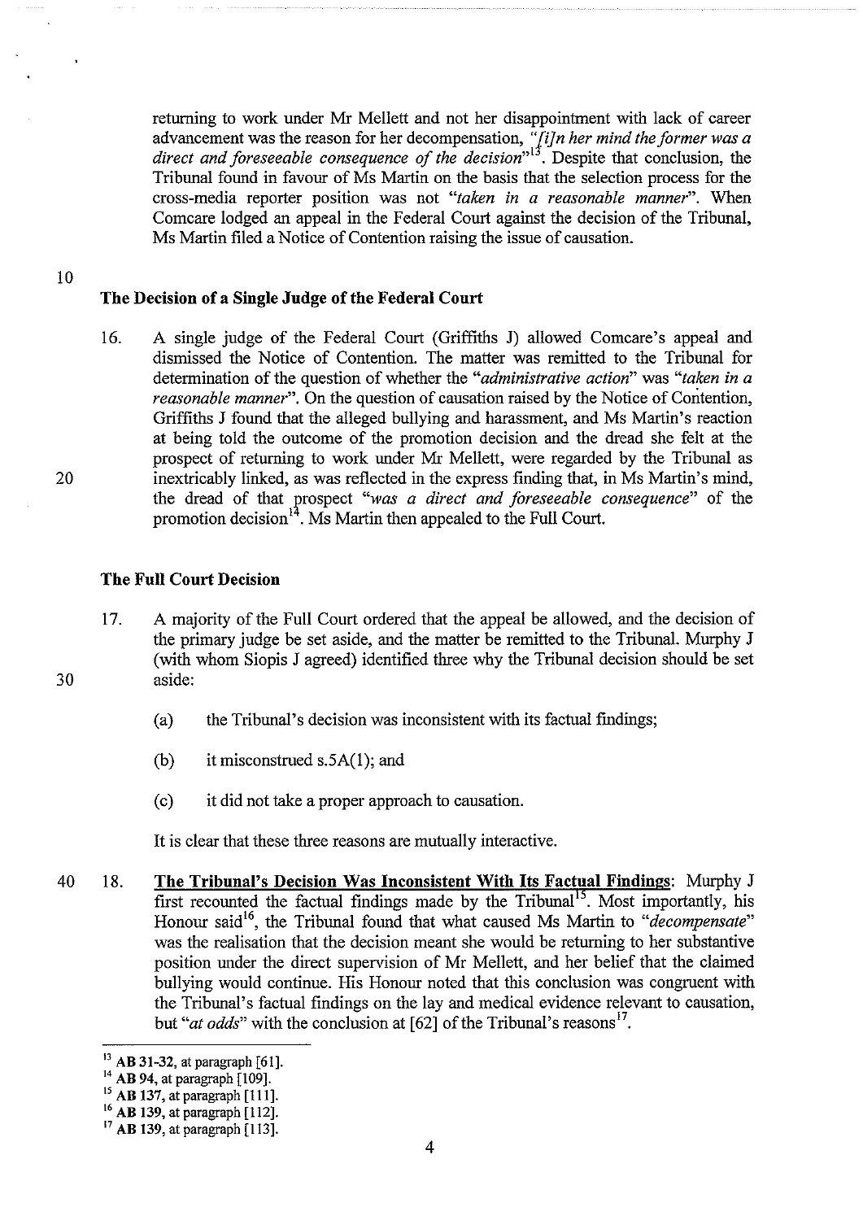returning to work under Mr Mellett and not her disappointment with lack of career advancement was the reason for her decompensation, *"[i]n her mind the former was a direct and foreseeable consequence of the decision"*[13]. Despite that conclusion, the Tribunal found in favour of Ms Martin on the basis that the selection process for the cross-media reporter position was not *"taken in a reasonable manner"*. When Comcare lodged an appeal in the Federal Court against the decision of the Tribunal, Ms Martin filed a Notice of Contention raising the issue of causation.

## The Decision of a Single Judge of the Federal Court

16. A single judge of the Federal Court (Griffiths J) allowed Comcare's appeal and dismissed the Notice of Contention. The matter was remitted to the Tribunal for determination of the question of whether the *"administrative action"* was *"taken in a reasonable manner"*. On the question of causation raised by the Notice of Contention, Griffiths J found that the alleged bullying and harassment, and Ms Martin's reaction at being told the outcome of the promotion decision and the dread she felt at the prospect of returning to work under Mr Mellett, were regarded by the Tribunal as inextricably linked, as was reflected in the express finding that, in Ms Martin's mind, the dread of that prospect *"was a direct and foreseeable consequence"* of the promotion decision[14]. Ms Martin then appealed to the Full Court.

## The Full Court Decision

17. A majority of the Full Court ordered that the appeal be allowed, and the decision of the primary judge be set aside, and the matter be remitted to the Tribunal. Murphy J (with whom Siopis J agreed) identified three why the Tribunal decision should be set aside:

    (a) the Tribunal's decision was inconsistent with its factual findings;

    (b) it misconstrued s.5A(1); and

    (c) it did not take a proper approach to causation.

    It is clear that these three reasons are mutually interactive.

18. **The Tribunal's Decision Was Inconsistent With Its Factual Findings**: Murphy J first recounted the factual findings made by the Tribunal[15]. Most importantly, his Honour said[16], the Tribunal found that what caused Ms Martin to *"decompensate"* was the realisation that the decision meant she would be returning to her substantive position under the direct supervision of Mr Mellett, and her belief that the claimed bullying would continue. His Honour noted that this conclusion was congruent with the Tribunal's factual findings on the lay and medical evidence relevant to causation, but *"at odds"* with the conclusion at [62] of the Tribunal's reasons[17].

---

[13] **AB 31-32**, at paragraph [61].
[14] **AB 94**, at paragraph [109].
[15] **AB 137**, at paragraph [111].
[16] **AB 139**, at paragraph [112].
[17] **AB 139**, at paragraph [113].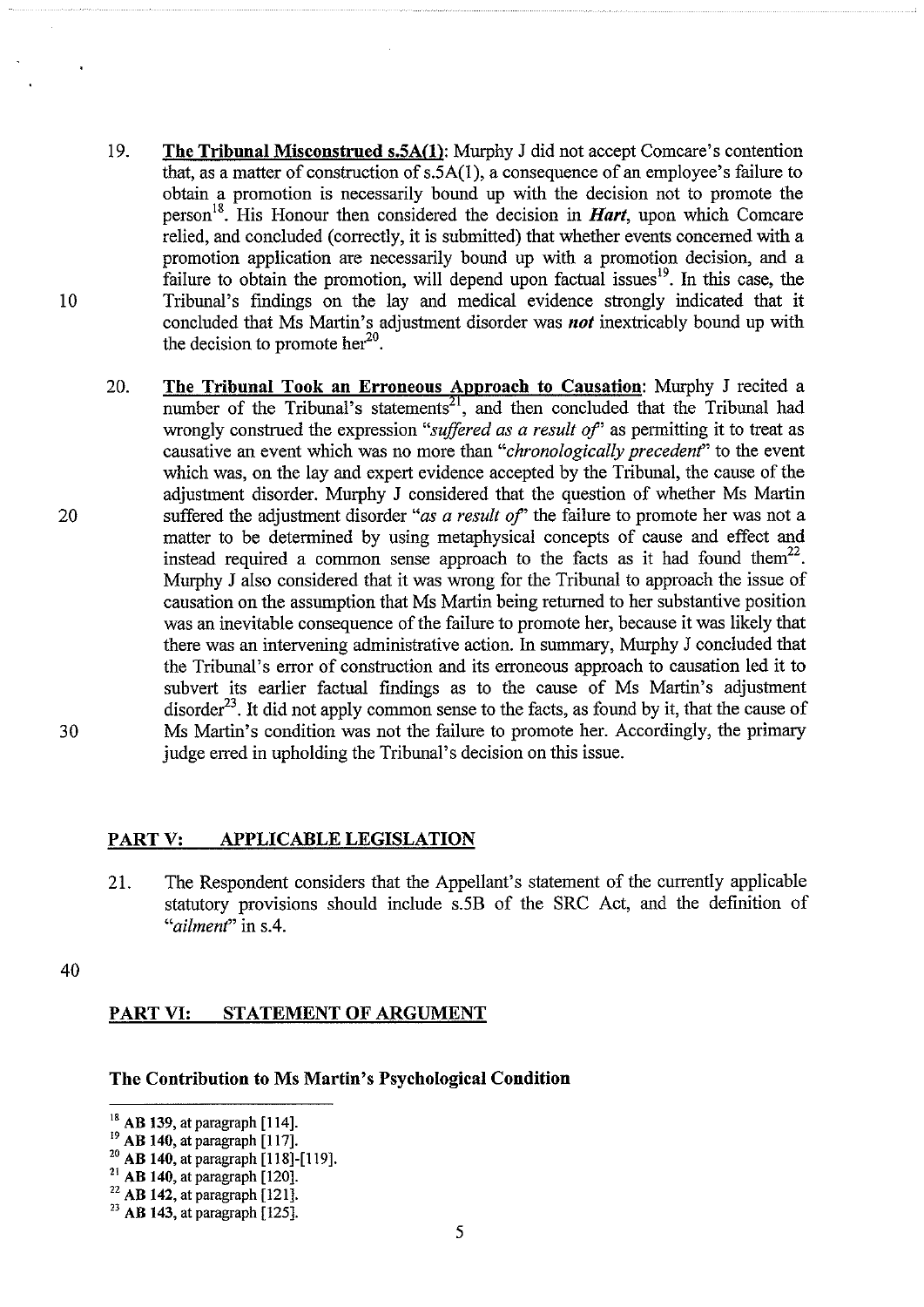19. **The Tribunal Misconstrued s.5A(1)**: Murphy J did not accept Comcare's contention that, as a matter of construction of s.5A(1), a consequence of an employee's failure to obtain a promotion is necessarily bound up with the decision not to promote the person[18]. His Honour then considered the decision in ***Hart***, upon which Comcare relied, and concluded (correctly, it is submitted) that whether events concerned with a promotion application are necessarily bound up with a promotion decision, and a failure to obtain the promotion, will depend upon factual issues[19]. In this case, the Tribunal's findings on the lay and medical evidence strongly indicated that it concluded that Ms Martin's adjustment disorder was ***not*** inextricably bound up with the decision to promote her[20].

20. **The Tribunal Took an Erroneous Approach to Causation**: Murphy J recited a number of the Tribunal's statements[21], and then concluded that the Tribunal had wrongly construed the expression *"suffered as a result of"* as permitting it to treat as causative an event which was no more than *"chronologically precedent"* to the event which was, on the lay and expert evidence accepted by the Tribunal, the cause of the adjustment disorder. Murphy J considered that the question of whether Ms Martin suffered the adjustment disorder *"as a result of"* the failure to promote her was not a matter to be determined by using metaphysical concepts of cause and effect and instead required a common sense approach to the facts as it had found them[22]. Murphy J also considered that it was wrong for the Tribunal to approach the issue of causation on the assumption that Ms Martin being returned to her substantive position was an inevitable consequence of the failure to promote her, because it was likely that there was an intervening administrative action. In summary, Murphy J concluded that the Tribunal's error of construction and its erroneous approach to causation led it to subvert its earlier factual findings as to the cause of Ms Martin's adjustment disorder[23]. It did not apply common sense to the facts, as found by it, that the cause of Ms Martin's condition was not the failure to promote her. Accordingly, the primary judge erred in upholding the Tribunal's decision on this issue.

## PART V: APPLICABLE LEGISLATION

21. The Respondent considers that the Appellant's statement of the currently applicable statutory provisions should include s.5B of the SRC Act, and the definition of *"ailment"* in s.4.

## PART VI: STATEMENT OF ARGUMENT

### The Contribution to Ms Martin's Psychological Condition

---

[18] **AB 139**, at paragraph [114].
[19] **AB 140**, at paragraph [117].
[20] **AB 140**, at paragraph [118]-[119].
[21] **AB 140**, at paragraph [120].
[22] **AB 142**, at paragraph [121].
[23] **AB 143**, at paragraph [125].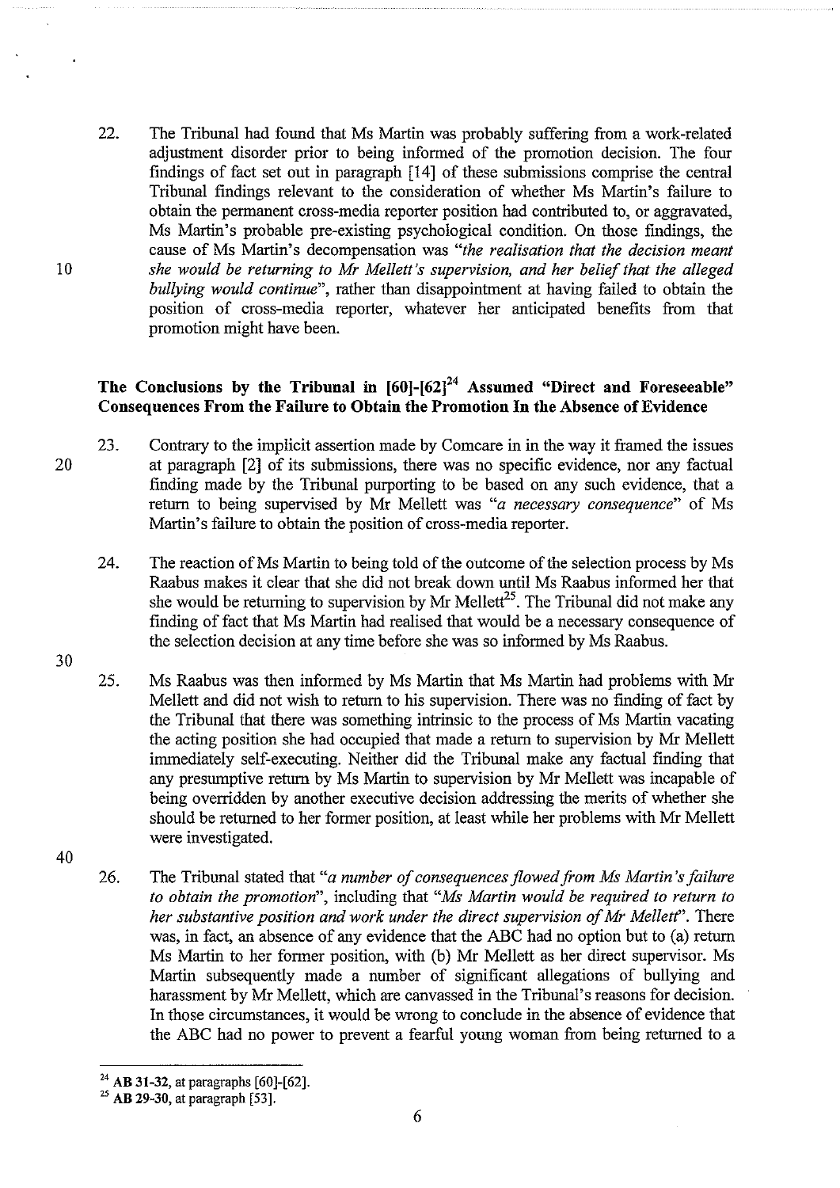22. The Tribunal had found that Ms Martin was probably suffering from a work-related adjustment disorder prior to being informed of the promotion decision. The four findings of fact set out in paragraph [14] of these submissions comprise the central Tribunal findings relevant to the consideration of whether Ms Martin's failure to obtain the permanent cross-media reporter position had contributed to, or aggravated, Ms Martin's probable pre-existing psychological condition. On those findings, the cause of Ms Martin's decompensation was "*the realisation that the decision meant she would be returning to Mr Mellett's supervision, and her belief that the alleged bullying would continue*", rather than disappointment at having failed to obtain the position of cross-media reporter, whatever her anticipated benefits from that promotion might have been.

### The Conclusions by the Tribunal in [60]-[62][24] Assumed "Direct and Foreseeable" Consequences From the Failure to Obtain the Promotion In the Absence of Evidence

23. Contrary to the implicit assertion made by Comcare in in the way it framed the issues at paragraph [2] of its submissions, there was no specific evidence, nor any factual finding made by the Tribunal purporting to be based on any such evidence, that a return to being supervised by Mr Mellett was "*a necessary consequence*" of Ms Martin's failure to obtain the position of cross-media reporter.

24. The reaction of Ms Martin to being told of the outcome of the selection process by Ms Raabus makes it clear that she did not break down until Ms Raabus informed her that she would be returning to supervision by Mr Mellett[25]. The Tribunal did not make any finding of fact that Ms Martin had realised that would be a necessary consequence of the selection decision at any time before she was so informed by Ms Raabus.

25. Ms Raabus was then informed by Ms Martin that Ms Martin had problems with Mr Mellett and did not wish to return to his supervision. There was no finding of fact by the Tribunal that there was something intrinsic to the process of Ms Martin vacating the acting position she had occupied that made a return to supervision by Mr Mellett immediately self-executing. Neither did the Tribunal make any factual finding that any presumptive return by Ms Martin to supervision by Mr Mellett was incapable of being overridden by another executive decision addressing the merits of whether she should be returned to her former position, at least while her problems with Mr Mellett were investigated.

26. The Tribunal stated that "*a number of consequences flowed from Ms Martin's failure to obtain the promotion*", including that "*Ms Martin would be required to return to her substantive position and work under the direct supervision of Mr Mellett*". There was, in fact, an absence of any evidence that the ABC had no option but to (a) return Ms Martin to her former position, with (b) Mr Mellett as her direct supervisor. Ms Martin subsequently made a number of significant allegations of bullying and harassment by Mr Mellett, which are canvassed in the Tribunal's reasons for decision. In those circumstances, it would be wrong to conclude in the absence of evidence that the ABC had no power to prevent a fearful young woman from being returned to a

---

[24] **AB 31-32**, at paragraphs [60]-[62].

[25] **AB 29-30**, at paragraph [53].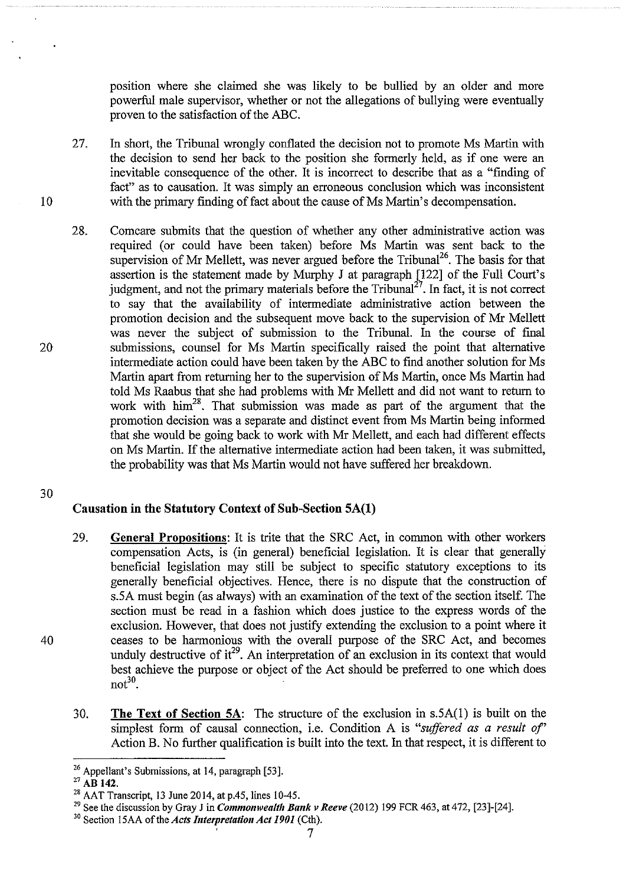position where she claimed she was likely to be bullied by an older and more powerful male supervisor, whether or not the allegations of bullying were eventually proven to the satisfaction of the ABC.

27. In short, the Tribunal wrongly conflated the decision not to promote Ms Martin with the decision to send her back to the position she formerly held, as if one were an inevitable consequence of the other. It is incorrect to describe that as a "finding of fact" as to causation. It was simply an erroneous conclusion which was inconsistent with the primary finding of fact about the cause of Ms Martin's decompensation.

28. Comcare submits that the question of whether any other administrative action was required (or could have been taken) before Ms Martin was sent back to the supervision of Mr Mellett, was never argued before the Tribunal[26]. The basis for that assertion is the statement made by Murphy J at paragraph [122] of the Full Court's judgment, and not the primary materials before the Tribunal[27]. In fact, it is not correct to say that the availability of intermediate administrative action between the promotion decision and the subsequent move back to the supervision of Mr Mellett was never the subject of submission to the Tribunal. In the course of final submissions, counsel for Ms Martin specifically raised the point that alternative intermediate action could have been taken by the ABC to find another solution for Ms Martin apart from returning her to the supervision of Ms Martin, once Ms Martin had told Ms Raabus that she had problems with Mr Mellett and did not want to return to work with him[28]. That submission was made as part of the argument that the promotion decision was a separate and distinct event from Ms Martin being informed that she would be going back to work with Mr Mellett, and each had different effects on Ms Martin. If the alternative intermediate action had been taken, it was submitted, the probability was that Ms Martin would not have suffered her breakdown.

## Causation in the Statutory Context of Sub-Section 5A(1)

29. **General Propositions**: It is trite that the SRC Act, in common with other workers compensation Acts, is (in general) beneficial legislation. It is clear that generally beneficial legislation may still be subject to specific statutory exceptions to its generally beneficial objectives. Hence, there is no dispute that the construction of s.5A must begin (as always) with an examination of the text of the section itself. The section must be read in a fashion which does justice to the express words of the exclusion. However, that does not justify extending the exclusion to a point where it ceases to be harmonious with the overall purpose of the SRC Act, and becomes unduly destructive of it[29]. An interpretation of an exclusion in its context that would best achieve the purpose or object of the Act should be preferred to one which does not[30].

30. **The Text of Section 5A**: The structure of the exclusion in s.5A(1) is built on the simplest form of causal connection, i.e. Condition A is *"suffered as a result of"* Action B. No further qualification is built into the text. In that respect, it is different to

---

[26] Appellant's Submissions, at 14, paragraph [53].

[27] **AB 142.**

[28] AAT Transcript, 13 June 2014, at p.45, lines 10-45.

[29] See the discussion by Gray J in ***Commonwealth Bank v Reeve*** (2012) 199 FCR 463, at 472, [23]-[24].

[30] Section 15AA of the ***Acts Interpretation Act 1901*** (Cth).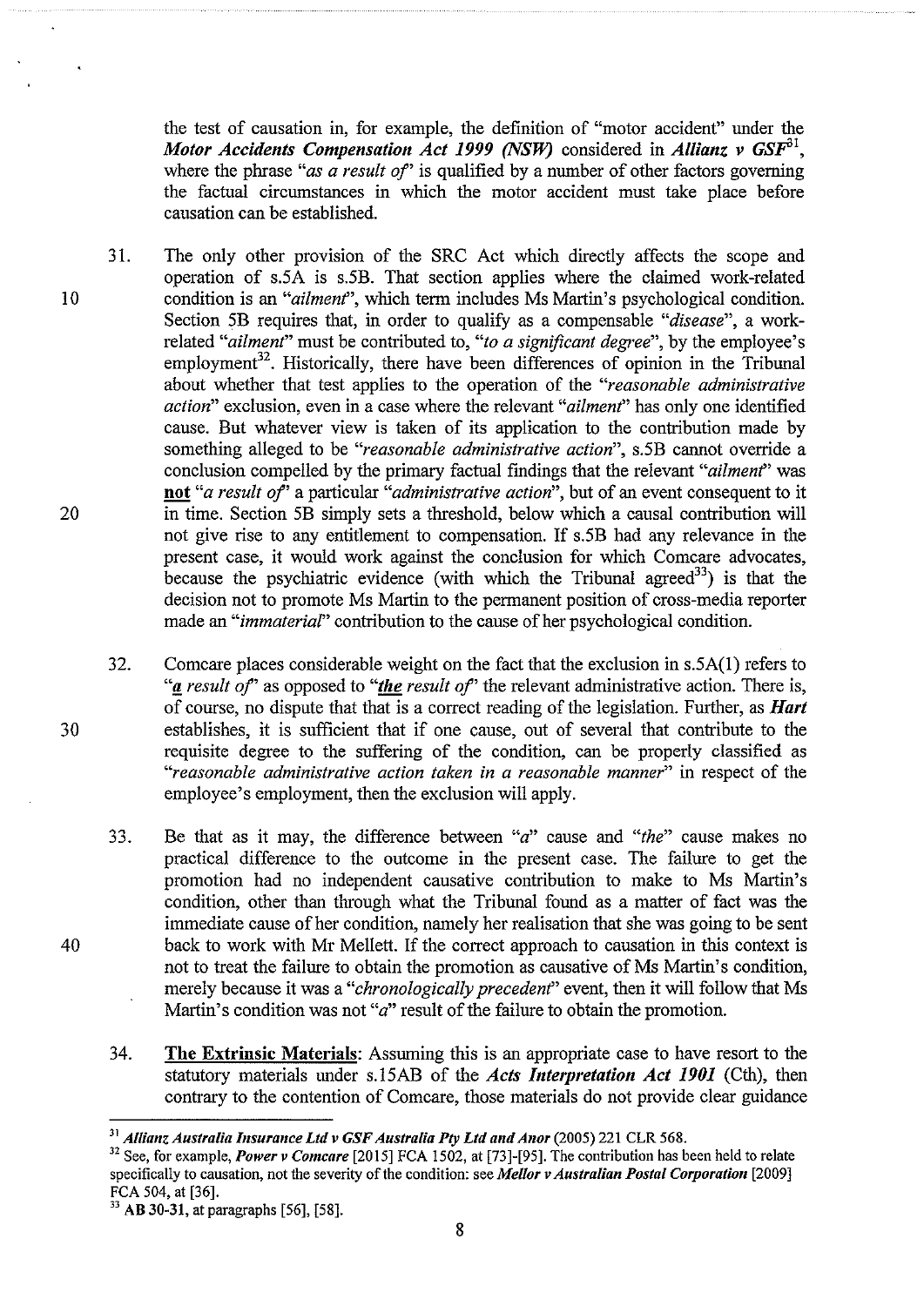the test of causation in, for example, the definition of "motor accident" under the ***Motor Accidents Compensation Act 1999 (NSW)*** considered in ***Allianz v GSF***[31], where the phrase *"as a result of"* is qualified by a number of other factors governing the factual circumstances in which the motor accident must take place before causation can be established.

31. The only other provision of the SRC Act which directly affects the scope and operation of s.5A is s.5B. That section applies where the claimed work-related condition is an *"ailment"*, which term includes Ms Martin's psychological condition. Section 5B requires that, in order to qualify as a compensable *"disease"*, a work-related *"ailment"* must be contributed to, *"to a significant degree"*, by the employee's employment[32]. Historically, there have been differences of opinion in the Tribunal about whether that test applies to the operation of the *"reasonable administrative action"* exclusion, even in a case where the relevant *"ailment"* has only one identified cause. But whatever view is taken of its application to the contribution made by something alleged to be *"reasonable administrative action"*, s.5B cannot override a conclusion compelled by the primary factual findings that the relevant *"ailment"* was **not** *"a result of"* a particular *"administrative action"*, but of an event consequent to it in time. Section 5B simply sets a threshold, below which a causal contribution will not give rise to any entitlement to compensation. If s.5B had any relevance in the present case, it would work against the conclusion for which Comcare advocates, because the psychiatric evidence (with which the Tribunal agreed[33]) is that the decision not to promote Ms Martin to the permanent position of cross-media reporter made an *"immaterial"* contribution to the cause of her psychological condition.

32. Comcare places considerable weight on the fact that the exclusion in s.5A(1) refers to *"**a** result of"* as opposed to *"**the** result of"* the relevant administrative action. There is, of course, no dispute that that is a correct reading of the legislation. Further, as ***Hart*** establishes, it is sufficient that if one cause, out of several that contribute to the requisite degree to the suffering of the condition, can be properly classified as *"reasonable administrative action taken in a reasonable manner"* in respect of the employee's employment, then the exclusion will apply.

33. Be that as it may, the difference between *"a"* cause and *"the"* cause makes no practical difference to the outcome in the present case. The failure to get the promotion had no independent causative contribution to make to Ms Martin's condition, other than through what the Tribunal found as a matter of fact was the immediate cause of her condition, namely her realisation that she was going to be sent back to work with Mr Mellett. If the correct approach to causation in this context is not to treat the failure to obtain the promotion as causative of Ms Martin's condition, merely because it was a *"chronologically precedent"* event, then it will follow that Ms Martin's condition was not *"a"* result of the failure to obtain the promotion.

34. **The Extrinsic Materials**: Assuming this is an appropriate case to have resort to the statutory materials under s.15AB of the ***Acts Interpretation Act 1901*** (Cth), then contrary to the contention of Comcare, those materials do not provide clear guidance

---

[31] ***Allianz Australia Insurance Ltd v GSF Australia Pty Ltd and Anor*** (2005) 221 CLR 568.

[32] See, for example, ***Power v Comcare*** [2015] FCA 1502, at [73]-[95]. The contribution has been held to relate specifically to causation, not the severity of the condition: see ***Mellor v Australian Postal Corporation*** [2009] FCA 504, at [36].

[33] **AB 30-31**, at paragraphs [56], [58].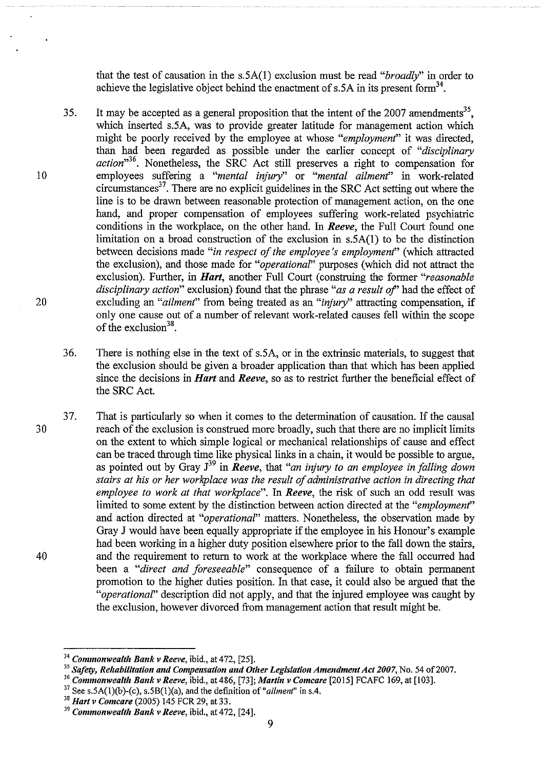that the test of causation in the s.5A(1) exclusion must be read "*broadly*" in order to achieve the legislative object behind the enactment of s.5A in its present form[34].

35. It may be accepted as a general proposition that the intent of the 2007 amendments[35], which inserted s.5A, was to provide greater latitude for management action which might be poorly received by the employee at whose "*employment*" it was directed, than had been regarded as possible under the earlier concept of "*disciplinary action*"[36]. Nonetheless, the SRC Act still preserves a right to compensation for employees suffering a "*mental injury*" or "*mental ailment*" in work-related circumstances[37]. There are no explicit guidelines in the SRC Act setting out where the line is to be drawn between reasonable protection of management action, on the one hand, and proper compensation of employees suffering work-related psychiatric conditions in the workplace, on the other hand. In ***Reeve***, the Full Court found one limitation on a broad construction of the exclusion in s.5A(1) to be the distinction between decisions made "*in respect of the employee's employment*" (which attracted the exclusion), and those made for "*operational*" purposes (which did not attract the exclusion). Further, in ***Hart***, another Full Court (construing the former "*reasonable disciplinary action*" exclusion) found that the phrase "*as a result of*" had the effect of excluding an "*ailment*" from being treated as an "*injury*" attracting compensation, if only one cause out of a number of relevant work-related causes fell within the scope of the exclusion[38].

36. There is nothing else in the text of s.5A, or in the extrinsic materials, to suggest that the exclusion should be given a broader application than that which has been applied since the decisions in ***Hart*** and ***Reeve***, so as to restrict further the beneficial effect of the SRC Act.

37. That is particularly so when it comes to the determination of causation. If the causal reach of the exclusion is construed more broadly, such that there are no implicit limits on the extent to which simple logical or mechanical relationships of cause and effect can be traced through time like physical links in a chain, it would be possible to argue, as pointed out by Gray J[39] in ***Reeve***, that "*an injury to an employee in falling down stairs at his or her workplace was the result of administrative action in directing that employee to work at that workplace*". In ***Reeve***, the risk of such an odd result was limited to some extent by the distinction between action directed at the "*employment*" and action directed at "*operational*" matters. Nonetheless, the observation made by Gray J would have been equally appropriate if the employee in his Honour's example had been working in a higher duty position elsewhere prior to the fall down the stairs, and the requirement to return to work at the workplace where the fall occurred had been a "*direct and foreseeable*" consequence of a failure to obtain permanent promotion to the higher duties position. In that case, it could also be argued that the "*operational*" description did not apply, and that the injured employee was caught by the exclusion, however divorced from management action that result might be.

---

[34] ***Commonwealth Bank v Reeve***, ibid., at 472, [25].

[35] ***Safety, Rehabilitation and Compensation and Other Legislation Amendment Act 2007***, No. 54 of 2007.

[36] ***Commonwealth Bank v Reeve***, ibid., at 486, [73]; ***Martin v Comcare*** [2015] FCAFC 169, at [103].

[37] See s.5A(1)(b)-(c), s.5B(1)(a), and the definition of "*ailment*" in s.4.

[38] ***Hart v Comcare*** (2005) 145 FCR 29, at 33.

[39] ***Commonwealth Bank v Reeve***, ibid., at 472, [24].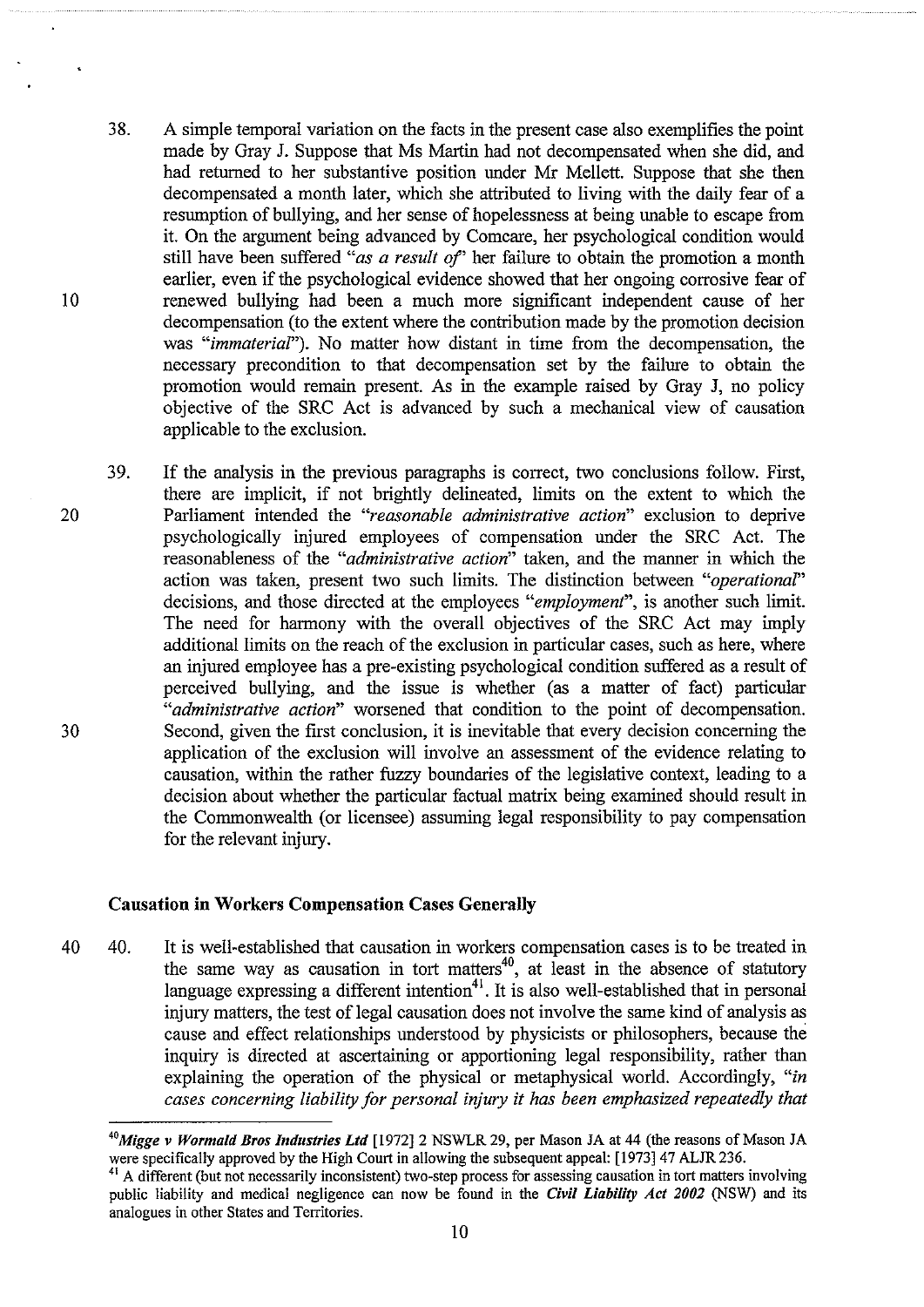38. A simple temporal variation on the facts in the present case also exemplifies the point made by Gray J. Suppose that Ms Martin had not decompensated when she did, and had returned to her substantive position under Mr Mellett. Suppose that she then decompensated a month later, which she attributed to living with the daily fear of a resumption of bullying, and her sense of hopelessness at being unable to escape from it. On the argument being advanced by Comcare, her psychological condition would still have been suffered *"as a result of"* her failure to obtain the promotion a month earlier, even if the psychological evidence showed that her ongoing corrosive fear of renewed bullying had been a much more significant independent cause of her decompensation (to the extent where the contribution made by the promotion decision was *"immaterial"*). No matter how distant in time from the decompensation, the necessary precondition to that decompensation set by the failure to obtain the promotion would remain present. As in the example raised by Gray J, no policy objective of the SRC Act is advanced by such a mechanical view of causation applicable to the exclusion.

39. If the analysis in the previous paragraphs is correct, two conclusions follow. First, there are implicit, if not brightly delineated, limits on the extent to which the Parliament intended the *"reasonable administrative action"* exclusion to deprive psychologically injured employees of compensation under the SRC Act. The reasonableness of the *"administrative action"* taken, and the manner in which the action was taken, present two such limits. The distinction between *"operational"* decisions, and those directed at the employees *"employment"*, is another such limit. The need for harmony with the overall objectives of the SRC Act may imply additional limits on the reach of the exclusion in particular cases, such as here, where an injured employee has a pre-existing psychological condition suffered as a result of perceived bullying, and the issue is whether (as a matter of fact) particular *"administrative action"* worsened that condition to the point of decompensation. Second, given the first conclusion, it is inevitable that every decision concerning the application of the exclusion will involve an assessment of the evidence relating to causation, within the rather fuzzy boundaries of the legislative context, leading to a decision about whether the particular factual matrix being examined should result in the Commonwealth (or licensee) assuming legal responsibility to pay compensation for the relevant injury.

### Causation in Workers Compensation Cases Generally

40. It is well-established that causation in workers compensation cases is to be treated in the same way as causation in tort matters[40], at least in the absence of statutory language expressing a different intention[41]. It is also well-established that in personal injury matters, the test of legal causation does not involve the same kind of analysis as cause and effect relationships understood by physicists or philosophers, because the inquiry is directed at ascertaining or apportioning legal responsibility, rather than explaining the operation of the physical or metaphysical world. Accordingly, *"in cases concerning liability for personal injury it has been emphasized repeatedly that*

---

[40] ***Migge v Wormald Bros Industries Ltd*** [1972] 2 NSWLR 29, per Mason JA at 44 (the reasons of Mason JA were specifically approved by the High Court in allowing the subsequent appeal: [1973] 47 ALJR 236.

[41] A different (but not necessarily inconsistent) two-step process for assessing causation in tort matters involving public liability and medical negligence can now be found in the ***Civil Liability Act 2002*** (NSW) and its analogues in other States and Territories.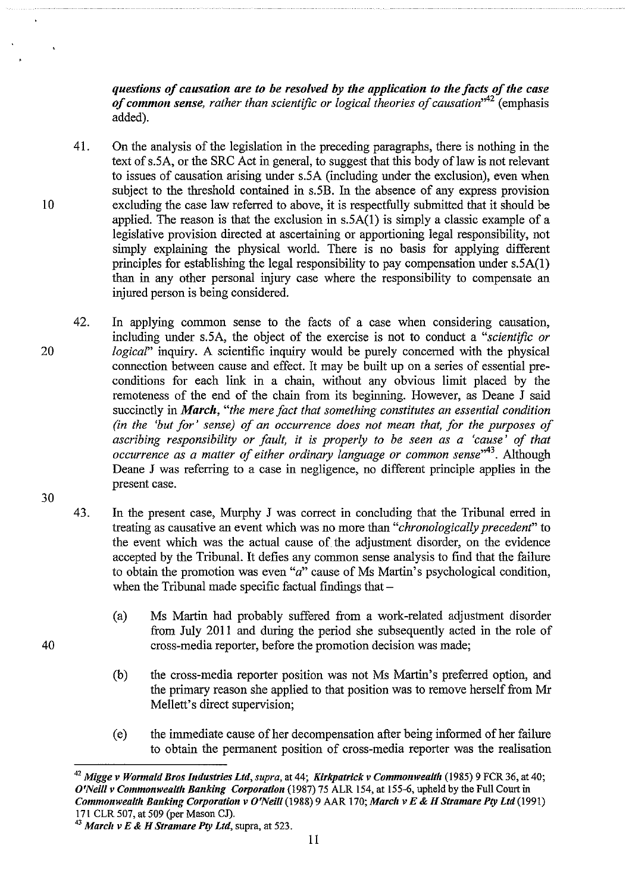***questions of causation are to be resolved by the application to the facts of the case of common sense, rather than scientific or logical theories of causation***"[42] (emphasis added).

41. On the analysis of the legislation in the preceding paragraphs, there is nothing in the text of s.5A, or the SRC Act in general, to suggest that this body of law is not relevant to issues of causation arising under s.5A (including under the exclusion), even when subject to the threshold contained in s.5B. In the absence of any express provision excluding the case law referred to above, it is respectfully submitted that it should be applied. The reason is that the exclusion in s.5A(1) is simply a classic example of a legislative provision directed at ascertaining or apportioning legal responsibility, not simply explaining the physical world. There is no basis for applying different principles for establishing the legal responsibility to pay compensation under s.5A(1) than in any other personal injury case where the responsibility to compensate an injured person is being considered.

42. In applying common sense to the facts of a case when considering causation, including under s.5A, the object of the exercise is not to conduct a "*scientific or logical*" inquiry. A scientific inquiry would be purely concerned with the physical connection between cause and effect. It may be built up on a series of essential pre-conditions for each link in a chain, without any obvious limit placed by the remoteness of the end of the chain from its beginning. However, as Deane J said succinctly in ***March***, "*the mere fact that something constitutes an essential condition (in the 'but for' sense) of an occurrence does not mean that, for the purposes of ascribing responsibility or fault, it is properly to be seen as a 'cause' of that occurrence as a matter of either ordinary language or common sense*"[43]. Although Deane J was referring to a case in negligence, no different principle applies in the present case.

43. In the present case, Murphy J was correct in concluding that the Tribunal erred in treating as causative an event which was no more than "*chronologically precedent*" to the event which was the actual cause of the adjustment disorder, on the evidence accepted by the Tribunal. It defies any common sense analysis to find that the failure to obtain the promotion was even "*a*" cause of Ms Martin's psychological condition, when the Tribunal made specific factual findings that –

    (a) Ms Martin had probably suffered from a work-related adjustment disorder from July 2011 and during the period she subsequently acted in the role of cross-media reporter, before the promotion decision was made;

    (b) the cross-media reporter position was not Ms Martin's preferred option, and the primary reason she applied to that position was to remove herself from Mr Mellett's direct supervision;

    (c) the immediate cause of her decompensation after being informed of her failure to obtain the permanent position of cross-media reporter was the realisation

---

[42] ***Migge v Wormald Bros Industries Ltd***, *supra*, at 44; ***Kirkpatrick v Commonwealth*** (1985) 9 FCR 36, at 40; ***O'Neill v Commonwealth Banking Corporation*** (1987) 75 ALR 154, at 155-6, upheld by the Full Court in ***Commonwealth Banking Corporation v O'Neill*** (1988) 9 AAR 170; ***March v E & H Stramare Pty Ltd*** (1991) 171 CLR 507, at 509 (per Mason CJ).

[43] ***March v E & H Stramare Pty Ltd***, supra, at 523.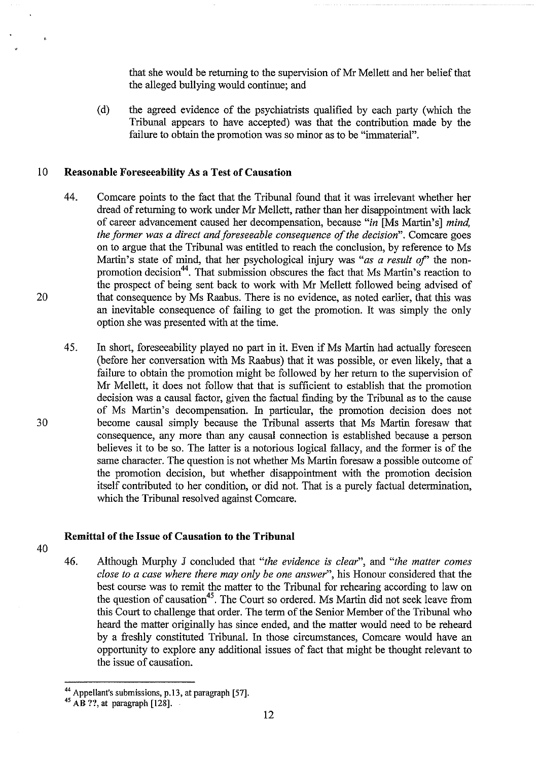that she would be returning to the supervision of Mr Mellett and her belief that the alleged bullying would continue; and

(d) the agreed evidence of the psychiatrists qualified by each party (which the Tribunal appears to have accepted) was that the contribution made by the failure to obtain the promotion was so minor as to be "immaterial".

## Reasonable Foreseeability As a Test of Causation

44. Comcare points to the fact that the Tribunal found that it was irrelevant whether her dread of returning to work under Mr Mellett, rather than her disappointment with lack of career advancement caused her decompensation, because *"in* [Ms Martin's] *mind, the former was a direct and foreseeable consequence of the decision"*. Comcare goes on to argue that the Tribunal was entitled to reach the conclusion, by reference to Ms Martin's state of mind, that her psychological injury was *"as a result of"* the non-promotion decision[44]. That submission obscures the fact that Ms Martin's reaction to the prospect of being sent back to work with Mr Mellett followed being advised of that consequence by Ms Raabus. There is no evidence, as noted earlier, that this was an inevitable consequence of failing to get the promotion. It was simply the only option she was presented with at the time.

45. In short, foreseeability played no part in it. Even if Ms Martin had actually foreseen (before her conversation with Ms Raabus) that it was possible, or even likely, that a failure to obtain the promotion might be followed by her return to the supervision of Mr Mellett, it does not follow that that is sufficient to establish that the promotion decision was a causal factor, given the factual finding by the Tribunal as to the cause of Ms Martin's decompensation. In particular, the promotion decision does not become causal simply because the Tribunal asserts that Ms Martin foresaw that consequence, any more than any causal connection is established because a person believes it to be so. The latter is a notorious logical fallacy, and the former is of the same character. The question is not whether Ms Martin foresaw a possible outcome of the promotion decision, but whether disappointment with the promotion decision itself contributed to her condition, or did not. That is a purely factual determination, which the Tribunal resolved against Comcare.

## Remittal of the Issue of Causation to the Tribunal

46. Although Murphy J concluded that *"the evidence is clear"*, and *"the matter comes close to a case where there may only be one answer"*, his Honour considered that the best course was to remit the matter to the Tribunal for rehearing according to law on the question of causation[45]. The Court so ordered. Ms Martin did not seek leave from this Court to challenge that order. The term of the Senior Member of the Tribunal who heard the matter originally has since ended, and the matter would need to be reheard by a freshly constituted Tribunal. In those circumstances, Comcare would have an opportunity to explore any additional issues of fact that might be thought relevant to the issue of causation.

---

[44] Appellant's submissions, p.13, at paragraph [57].

[45] AB ??, at paragraph [128].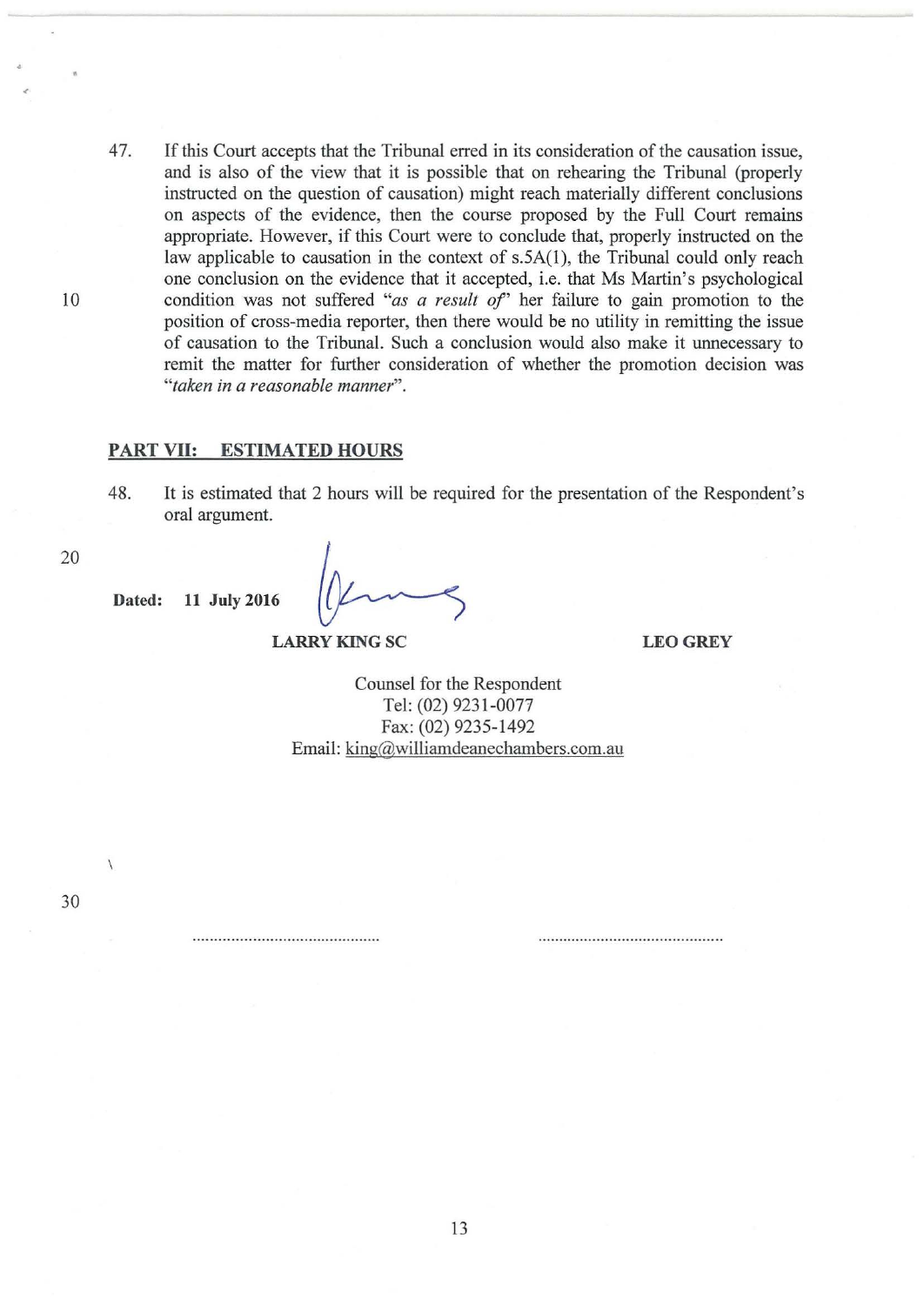47. If this Court accepts that the Tribunal erred in its consideration of the causation issue, and is also of the view that it is possible that on rehearing the Tribunal (properly instructed on the question of causation) might reach materially different conclusions on aspects of the evidence, then the course proposed by the Full Court remains appropriate. However, if this Court were to conclude that, properly instructed on the law applicable to causation in the context of s.5A(1), the Tribunal could only reach one conclusion on the evidence that it accepted, i.e. that Ms Martin's psychological condition was not suffered *"as a result of"* her failure to gain promotion to the position of cross-media reporter, then there would be no utility in remitting the issue of causation to the Tribunal. Such a conclusion would also make it unnecessary to remit the matter for further consideration of whether the promotion decision was *"taken in a reasonable manner"*.

## PART VII: ESTIMATED HOURS

48. It is estimated that 2 hours will be required for the presentation of the Respondent's oral argument.

**Dated: 11 July 2016**

**LARRY KING SC** **LEO GREY**

Counsel for the Respondent
Tel: (02) 9231-0077
Fax: (02) 9235-1492
Email: king@williamdeanechambers.com.au